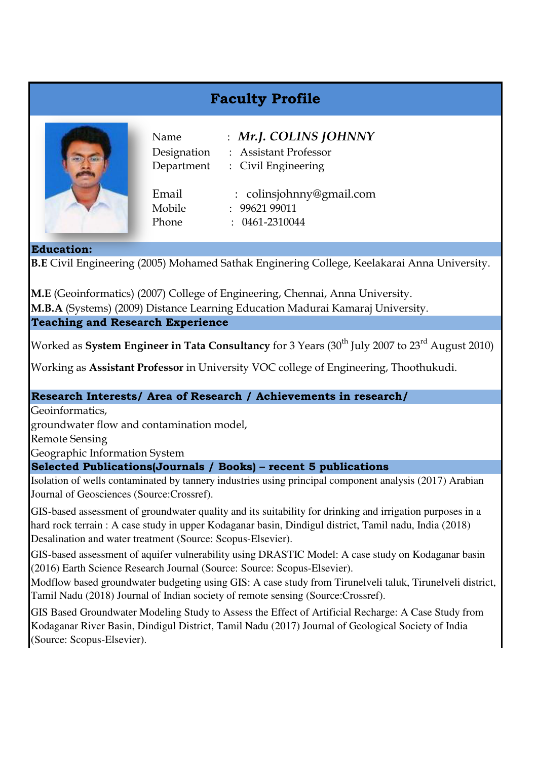# Faculty Profile

Name : ***Mr.J. COLINS JOHNNY***
Designation : Assistant Professor
Department : Civil Engineering

Email : colinsjohnny@gmail.com
Mobile : 99621 99011
Phone : 0461-2310044

## Education:

**B.E** Civil Engineering (2005) Mohamed Sathak Enginering College, Keelakarai Anna University.

**M.E** (Geoinformatics) (2007) College of Engineering, Chennai, Anna University.
**M.B.A** (Systems) (2009) Distance Learning Education Madurai Kamaraj University.

## Teaching and Research Experience

Worked as **System Engineer in Tata Consultancy** for 3 Years (30th July 2007 to 23rd August 2010)

Working as **Assistant Professor** in University VOC college of Engineering, Thoothukudi.

## Research Interests/ Area of Research / Achievements in research/

Geoinformatics,
groundwater flow and contamination model,
Remote Sensing
Geographic Information System

## Selected Publications(Journals / Books) – recent 5 publications

Isolation of wells contaminated by tannery industries using principal component analysis (2017) Arabian Journal of Geosciences (Source:Crossref).

GIS-based assessment of groundwater quality and its suitability for drinking and irrigation purposes in a hard rock terrain : A case study in upper Kodaganar basin, Dindigul district, Tamil nadu, India (2018) Desalination and water treatment (Source: Scopus-Elsevier).

GIS-based assessment of aquifer vulnerability using DRASTIC Model: A case study on Kodaganar basin (2016) Earth Science Research Journal (Source: Source: Scopus-Elsevier).

Modflow based groundwater budgeting using GIS: A case study from Tirunelveli taluk, Tirunelveli district, Tamil Nadu (2018) Journal of Indian society of remote sensing (Source:Crossref).

GIS Based Groundwater Modeling Study to Assess the Effect of Artificial Recharge: A Case Study from Kodaganar River Basin, Dindigul District, Tamil Nadu (2017) Journal of Geological Society of India (Source: Scopus-Elsevier).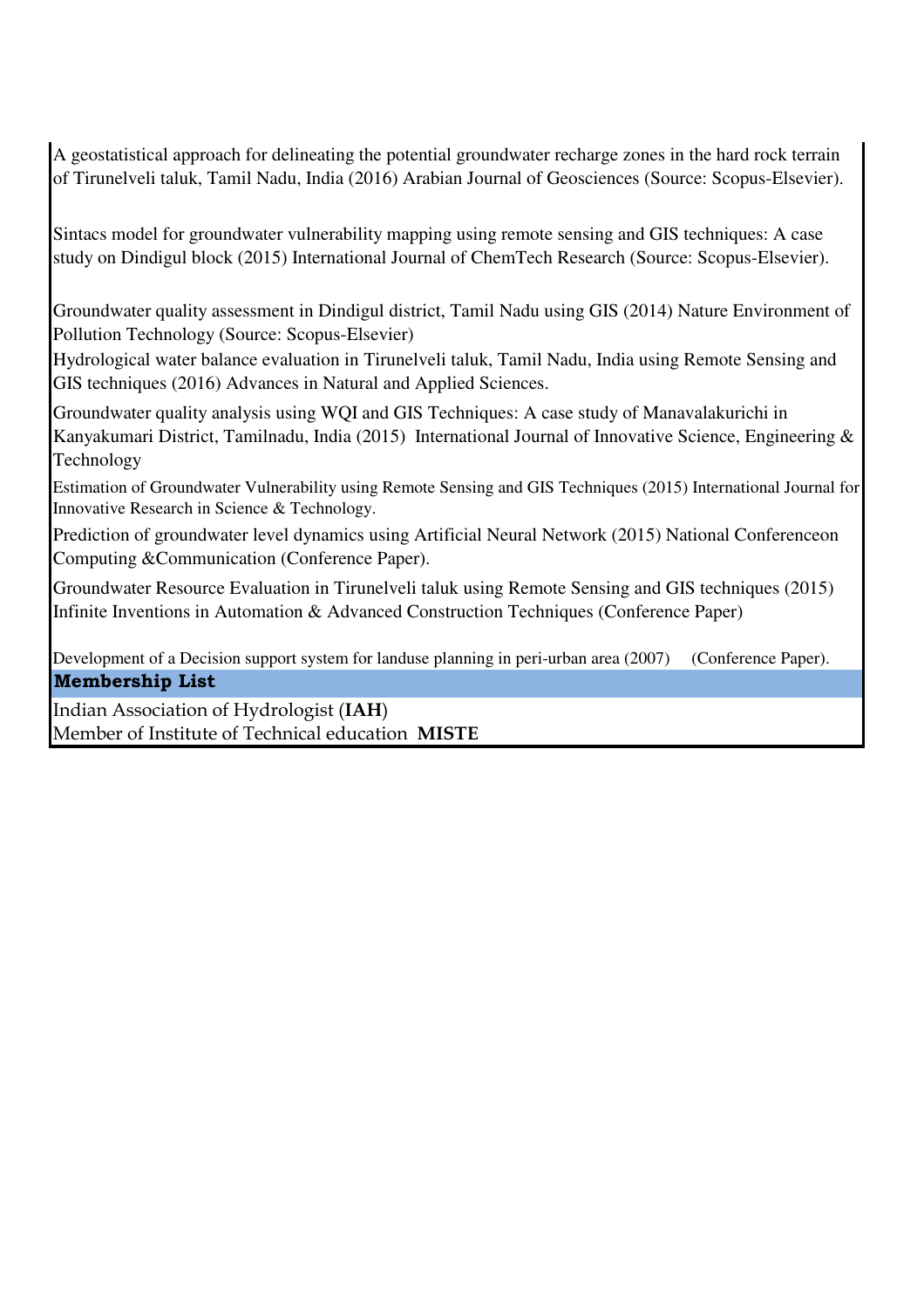A geostatistical approach for delineating the potential groundwater recharge zones in the hard rock terrain of Tirunelveli taluk, Tamil Nadu, India (2016) Arabian Journal of Geosciences (Source: Scopus-Elsevier).

Sintacs model for groundwater vulnerability mapping using remote sensing and GIS techniques: A case study on Dindigul block (2015) International Journal of ChemTech Research (Source: Scopus-Elsevier).

Groundwater quality assessment in Dindigul district, Tamil Nadu using GIS (2014) Nature Environment of Pollution Technology (Source: Scopus-Elsevier)

Hydrological water balance evaluation in Tirunelveli taluk, Tamil Nadu, India using Remote Sensing and GIS techniques (2016) Advances in Natural and Applied Sciences.

Groundwater quality analysis using WQI and GIS Techniques: A case study of Manavalakurichi in Kanyakumari District, Tamilnadu, India (2015) International Journal of Innovative Science, Engineering & Technology

Estimation of Groundwater Vulnerability using Remote Sensing and GIS Techniques (2015) International Journal for Innovative Research in Science & Technology.

Prediction of groundwater level dynamics using Artificial Neural Network (2015) National Conferenceon Computing &Communication (Conference Paper).

Groundwater Resource Evaluation in Tirunelveli taluk using Remote Sensing and GIS techniques (2015) Infinite Inventions in Automation & Advanced Construction Techniques (Conference Paper)

Development of a Decision support system for landuse planning in peri-urban area (2007) (Conference Paper).

## Membership List

Indian Association of Hydrologist (**IAH**)

Member of Institute of Technical education **MISTE**